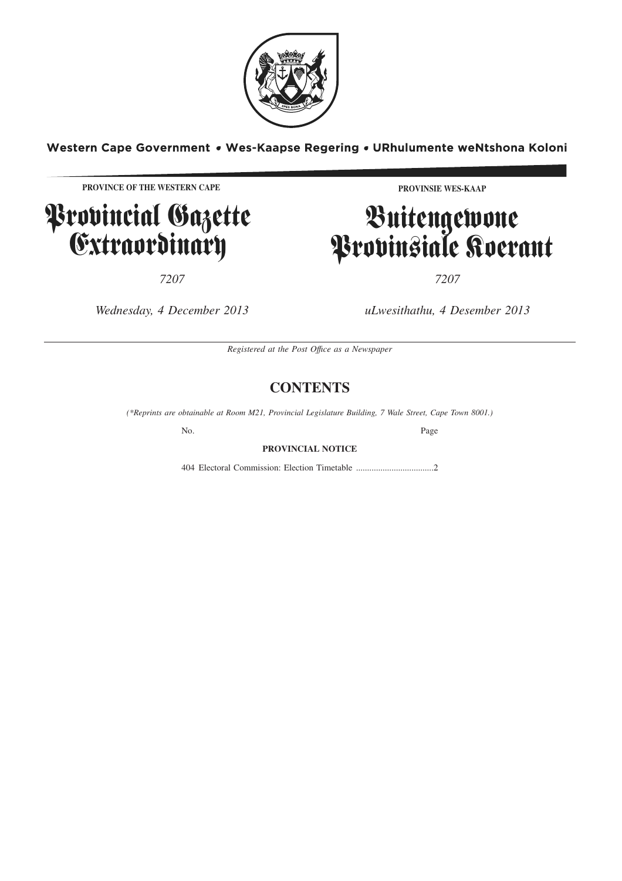Western Cape Government • Wes-Kaapse Regering • URhulumente weNtshona Koloni

**PROVINCE OF THE WESTERN CAPE**

# Provincial Gazette Extraordinary

*7207*

*Wednesday, 4 December 2013*

**PROVINSIE WES-KAAP**

# Buitengewone Provinsiale Koerant

*7207*

*uLwesithathu, 4 Desember 2013*

*Registered at the Post Office as a Newspaper*

## CONTENTS

*(\*Reprints are obtainable at Room M21, Provincial Legislature Building, 7 Wale Street, Cape Town 8001.)*

| No. | | Page |
|---|---|---|
| | **PROVINCIAL NOTICE** | |
| 404 | Electoral Commission: Election Timetable | 2 |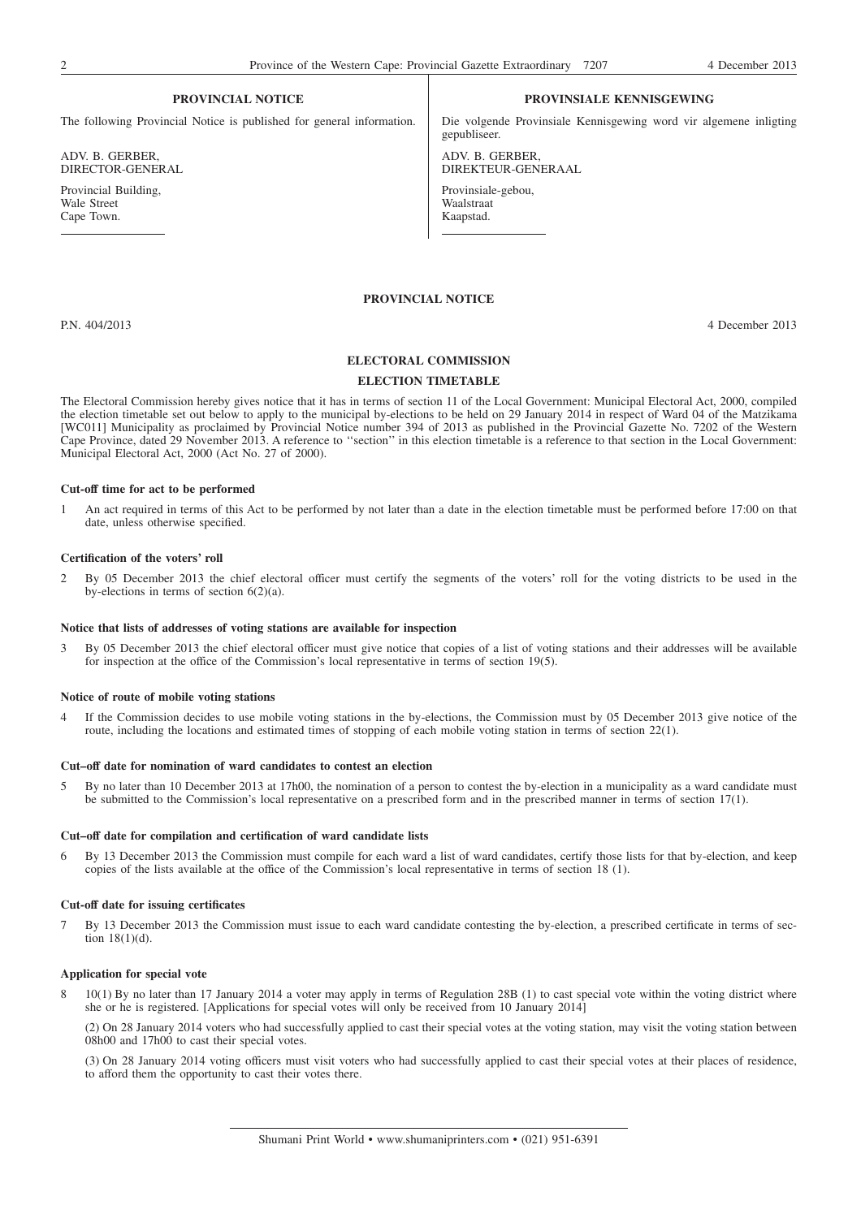**PROVINCIAL NOTICE**

The following Provincial Notice is published for general information.

ADV. B. GERBER,
DIRECTOR-GENERAL

Provincial Building,
Wale Street
Cape Town.

**PROVINSIALE KENNISGEWING**

Die volgende Provinsiale Kennisgewing word vir algemene inligting gepubliseer.

ADV. B. GERBER,
DIREKTEUR-GENERAAL

Provinsiale-gebou,
Waalstraat
Kaapstad.

**PROVINCIAL NOTICE**

P.N. 404/2013 4 December 2013

**ELECTORAL COMMISSION**

**ELECTION TIMETABLE**

The Electoral Commission hereby gives notice that it has in terms of section 11 of the Local Government: Municipal Electoral Act, 2000, compiled the election timetable set out below to apply to the municipal by-elections to be held on 29 January 2014 in respect of Ward 04 of the Matzikama [WC011] Municipality as proclaimed by Provincial Notice number 394 of 2013 as published in the Provincial Gazette No. 7202 of the Western Cape Province, dated 29 November 2013. A reference to ''section'' in this election timetable is a reference to that section in the Local Government: Municipal Electoral Act, 2000 (Act No. 27 of 2000).

**Cut-off time for act to be performed**

1 An act required in terms of this Act to be performed by not later than a date in the election timetable must be performed before 17:00 on that date, unless otherwise specified.

**Certification of the voters' roll**

2 By 05 December 2013 the chief electoral officer must certify the segments of the voters' roll for the voting districts to be used in the by-elections in terms of section 6(2)(a).

**Notice that lists of addresses of voting stations are available for inspection**

3 By 05 December 2013 the chief electoral officer must give notice that copies of a list of voting stations and their addresses will be available for inspection at the office of the Commission's local representative in terms of section 19(5).

**Notice of route of mobile voting stations**

4 If the Commission decides to use mobile voting stations in the by-elections, the Commission must by 05 December 2013 give notice of the route, including the locations and estimated times of stopping of each mobile voting station in terms of section 22(1).

**Cut–off date for nomination of ward candidates to contest an election**

5 By no later than 10 December 2013 at 17h00, the nomination of a person to contest the by-election in a municipality as a ward candidate must be submitted to the Commission's local representative on a prescribed form and in the prescribed manner in terms of section 17(1).

**Cut–off date for compilation and certification of ward candidate lists**

6 By 13 December 2013 the Commission must compile for each ward a list of ward candidates, certify those lists for that by-election, and keep copies of the lists available at the office of the Commission's local representative in terms of section 18 (1).

**Cut-off date for issuing certificates**

7 By 13 December 2013 the Commission must issue to each ward candidate contesting the by-election, a prescribed certificate in terms of section 18(1)(d).

**Application for special vote**

8 10(1) By no later than 17 January 2014 a voter may apply in terms of Regulation 28B (1) to cast special vote within the voting district where she or he is registered. [Applications for special votes will only be received from 10 January 2014]

(2) On 28 January 2014 voters who had successfully applied to cast their special votes at the voting station, may visit the voting station between 08h00 and 17h00 to cast their special votes.

(3) On 28 January 2014 voting officers must visit voters who had successfully applied to cast their special votes at their places of residence, to afford them the opportunity to cast their votes there.